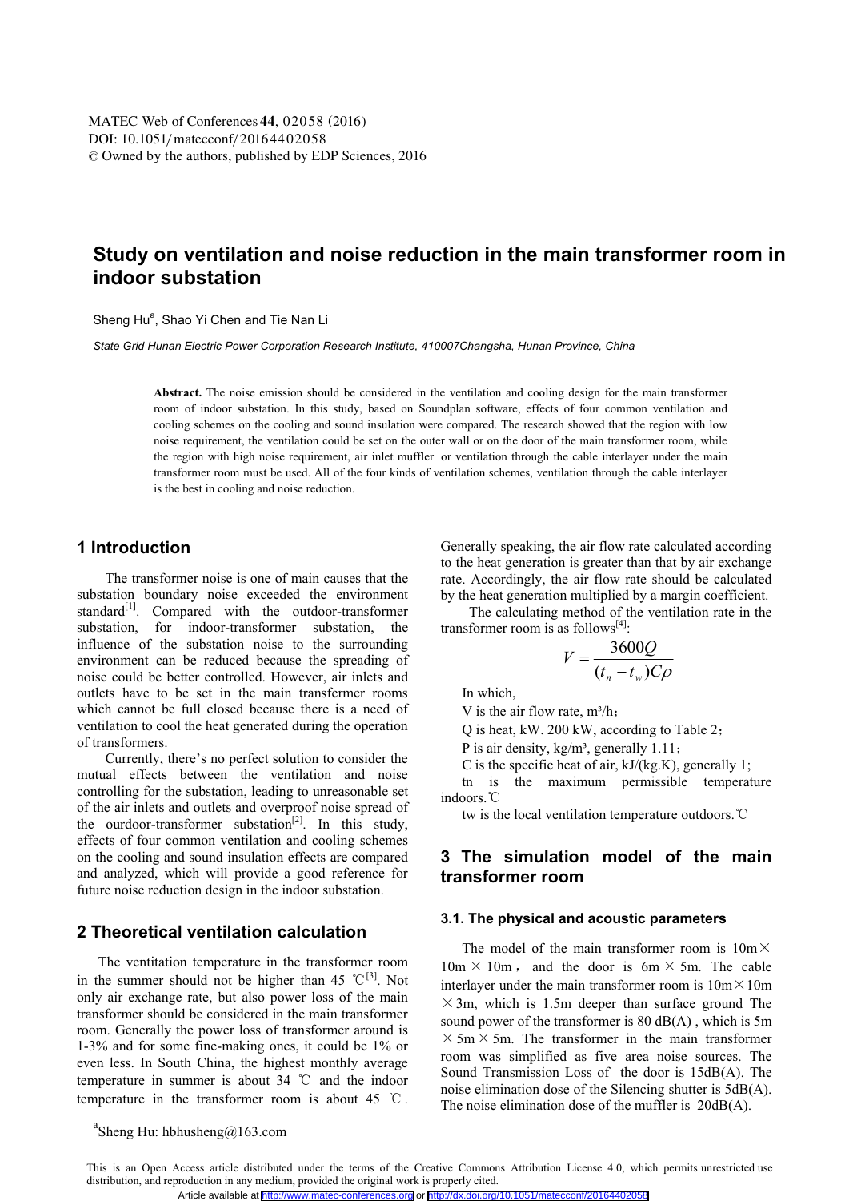# Study on ventilation and noise reduction in the main transformer room in indoor substation

Sheng Hu[a], Shao Yi Chen and Tie Nan Li

*State Grid Hunan Electric Power Corporation Research Institute, 410007Changsha, Hunan Province, China*

**Abstract.** The noise emission should be considered in the ventilation and cooling design for the main transformer room of indoor substation. In this study, based on Soundplan software, effects of four common ventilation and cooling schemes on the cooling and sound insulation were compared. The research showed that the region with low noise requirement, the ventilation could be set on the outer wall or on the door of the main transformer room, while the region with high noise requirement, air inlet muffler or ventilation through the cable interlayer under the main transformer room must be used. All of the four kinds of ventilation schemes, ventilation through the cable interlayer is the best in cooling and noise reduction.

## 1 Introduction

The transformer noise is one of main causes that the substation boundary noise exceeded the environment standard[1]. Compared with the outdoor-transformer substation, for indoor-transformer substation, the influence of the substation noise to the surrounding environment can be reduced because the spreading of noise could be better controlled. However, air inlets and outlets have to be set in the main transfermer rooms which cannot be full closed because there is a need of ventilation to cool the heat generated during the operation of transformers.

Currently, there's no perfect solution to consider the mutual effects between the ventilation and noise controlling for the substation, leading to unreasonable set of the air inlets and outlets and overproof noise spread of the ourdoor-transformer substation[2]. In this study, effects of four common ventilation and cooling schemes on the cooling and sound insulation effects are compared and analyzed, which will provide a good reference for future noise reduction design in the indoor substation.

## 2 Theoretical ventilation calculation

The ventitation temperature in the transformer room in the summer should not be higher than 45 ℃[3]. Not only air exchange rate, but also power loss of the main transformer should be considered in the main transformer room. Generally the power loss of transformer around is 1-3% and for some fine-making ones, it could be 1% or even less. In South China, the highest monthly average temperature in summer is about 34 ℃ and the indoor temperature in the transformer room is about 45 ℃. Generally speaking, the air flow rate calculated according to the heat generation is greater than that by air exchange rate. Accordingly, the air flow rate should be calculated by the heat generation multiplied by a margin coefficient.

The calculating method of the ventilation rate in the transformer room is as follows[4]:

$$V = \frac{3600Q}{(t_n - t_w)C\rho}$$

In which,

V is the air flow rate, m³/h；

Q is heat, kW. 200 kW, according to Table 2；

P is air density, kg/m³, generally 1.11；

C is the specific heat of air, kJ/(kg.K), generally 1;

tn is the maximum permissible temperature indoors.℃

tw is the local ventilation temperature outdoors.℃

## 3 The simulation model of the main transformer room

### 3.1. The physical and acoustic parameters

The model of the main transformer room is 10m×10m × 10m， and the door is 6m × 5m. The cable interlayer under the main transformer room is 10m×10m ×3m, which is 1.5m deeper than surface ground The sound power of the transformer is 80 dB(A) , which is 5m × 5m × 5m. The transformer in the main transformer room was simplified as five area noise sources. The Sound Transmission Loss of the door is 15dB(A). The noise elimination dose of the Silencing shutter is 5dB(A). The noise elimination dose of the muffler is 20dB(A).

[a]Sheng Hu: hbhusheng@163.com

This is an Open Access article distributed under the terms of the Creative Commons Attribution License 4.0, which permits unrestricted use distribution, and reproduction in any medium, provided the original work is properly cited.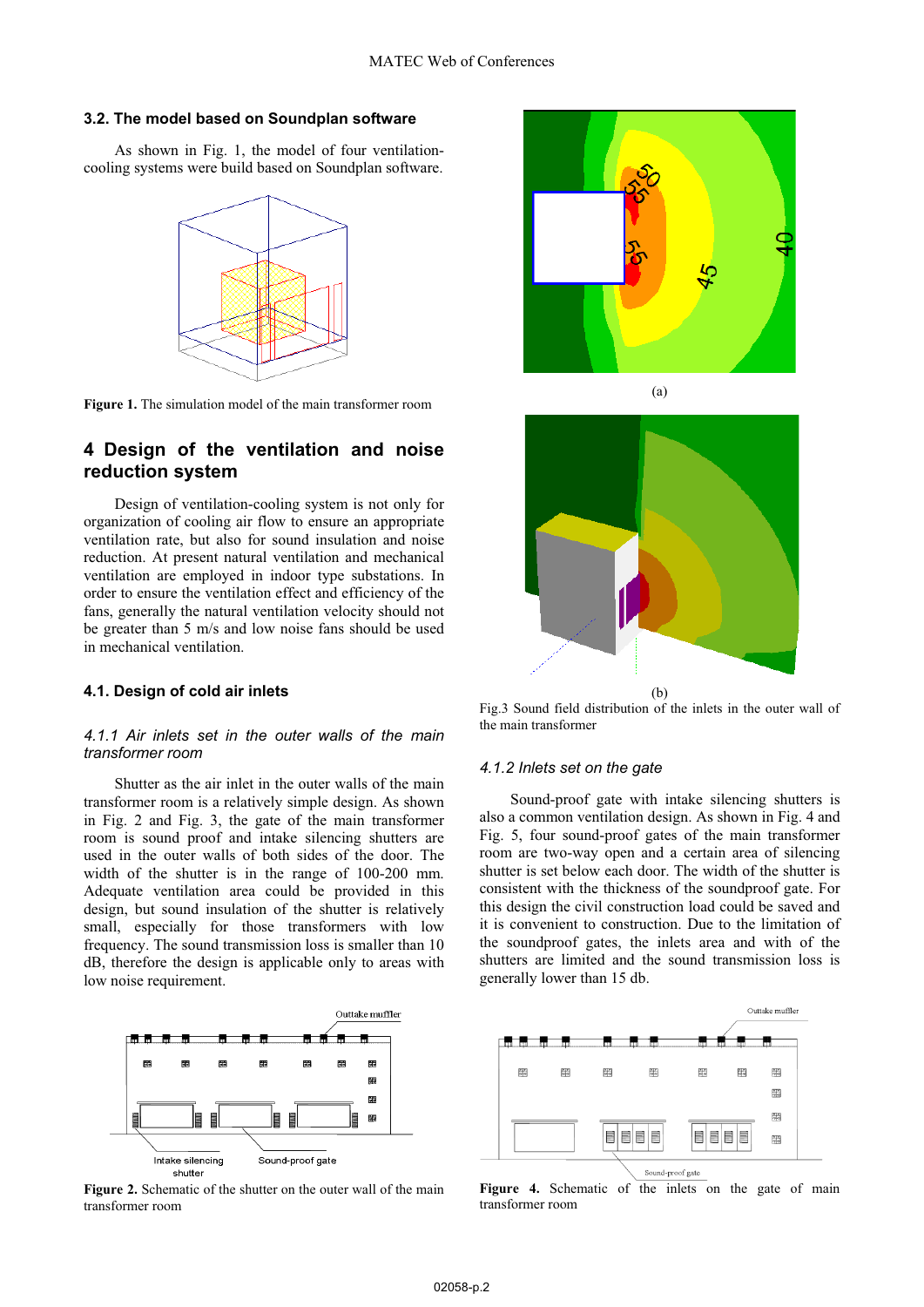### 3.2. The model based on Soundplan software

As shown in Fig. 1, the model of four ventilation-cooling systems were build based on Soundplan software.

**Figure 1.** The simulation model of the main transformer room

## 4 Design of the ventilation and noise reduction system

Design of ventilation-cooling system is not only for organization of cooling air flow to ensure an appropriate ventilation rate, but also for sound insulation and noise reduction. At present natural ventilation and mechanical ventilation are employed in indoor type substations. In order to ensure the ventilation effect and efficiency of the fans, generally the natural ventilation velocity should not be greater than 5 m/s and low noise fans should be used in mechanical ventilation.

### 4.1. Design of cold air inlets

#### *4.1.1 Air inlets set in the outer walls of the main transformer room*

Shutter as the air inlet in the outer walls of the main transformer room is a relatively simple design. As shown in Fig. 2 and Fig. 3, the gate of the main transformer room is sound proof and intake silencing shutters are used in the outer walls of both sides of the door. The width of the shutter is in the range of 100-200 mm. Adequate ventilation area could be provided in this design, but sound insulation of the shutter is relatively small, especially for those transformers with low frequency. The sound transmission loss is smaller than 10 dB, therefore the design is applicable only to areas with low noise requirement.

**Figure 2.** Schematic of the shutter on the outer wall of the main transformer room

(a)

(b)

Fig.3 Sound field distribution of the inlets in the outer wall of the main transformer

#### *4.1.2 Inlets set on the gate*

Sound-proof gate with intake silencing shutters is also a common ventilation design. As shown in Fig. 4 and Fig. 5, four sound-proof gates of the main transformer room are two-way open and a certain area of silencing shutter is set below each door. The width of the shutter is consistent with the thickness of the soundproof gate. For this design the civil construction load could be saved and it is convenient to construction. Due to the limitation of the soundproof gates, the inlets area and with of the shutters are limited and the sound transmission loss is generally lower than 15 db.

**Figure 4.** Schematic of the inlets on the gate of main transformer room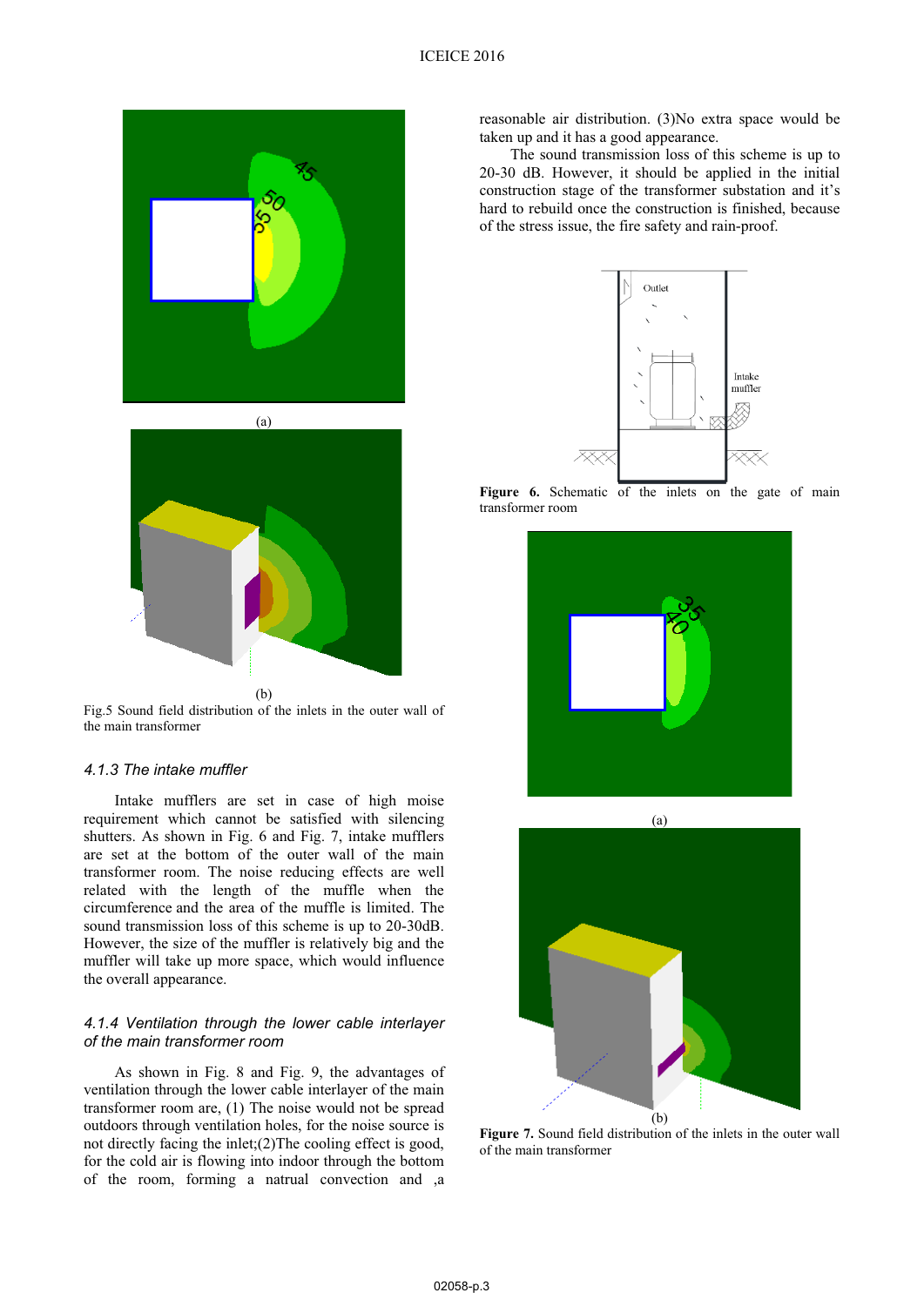(a)

(b)

Fig.5 Sound field distribution of the inlets in the outer wall of the main transformer

### 4.1.3 The intake muffler

Intake mufflers are set in case of high moise requirement which cannot be satisfied with silencing shutters. As shown in Fig. 6 and Fig. 7, intake mufflers are set at the bottom of the outer wall of the main transformer room. The noise reducing effects are well related with the length of the muffle when the circumference and the area of the muffle is limited. The sound transmission loss of this scheme is up to 20-30dB. However, the size of the muffler is relatively big and the muffler will take up more space, which would influence the overall appearance.

### 4.1.4 Ventilation through the lower cable interlayer of the main transformer room

As shown in Fig. 8 and Fig. 9, the advantages of ventilation through the lower cable interlayer of the main transformer room are, (1) The noise would not be spread outdoors through ventilation holes, for the noise source is not directly facing the inlet;(2)The cooling effect is good, for the cold air is flowing into indoor through the bottom of the room, forming a natrual convection and ,a reasonable air distribution. (3)No extra space would be taken up and it has a good appearance.

The sound transmission loss of this scheme is up to 20-30 dB. However, it should be applied in the initial construction stage of the transformer substation and it's hard to rebuild once the construction is finished, because of the stress issue, the fire safety and rain-proof.

**Figure 6.** Schematic of the inlets on the gate of main transformer room

(a)

(b)

**Figure 7.** Sound field distribution of the inlets in the outer wall of the main transformer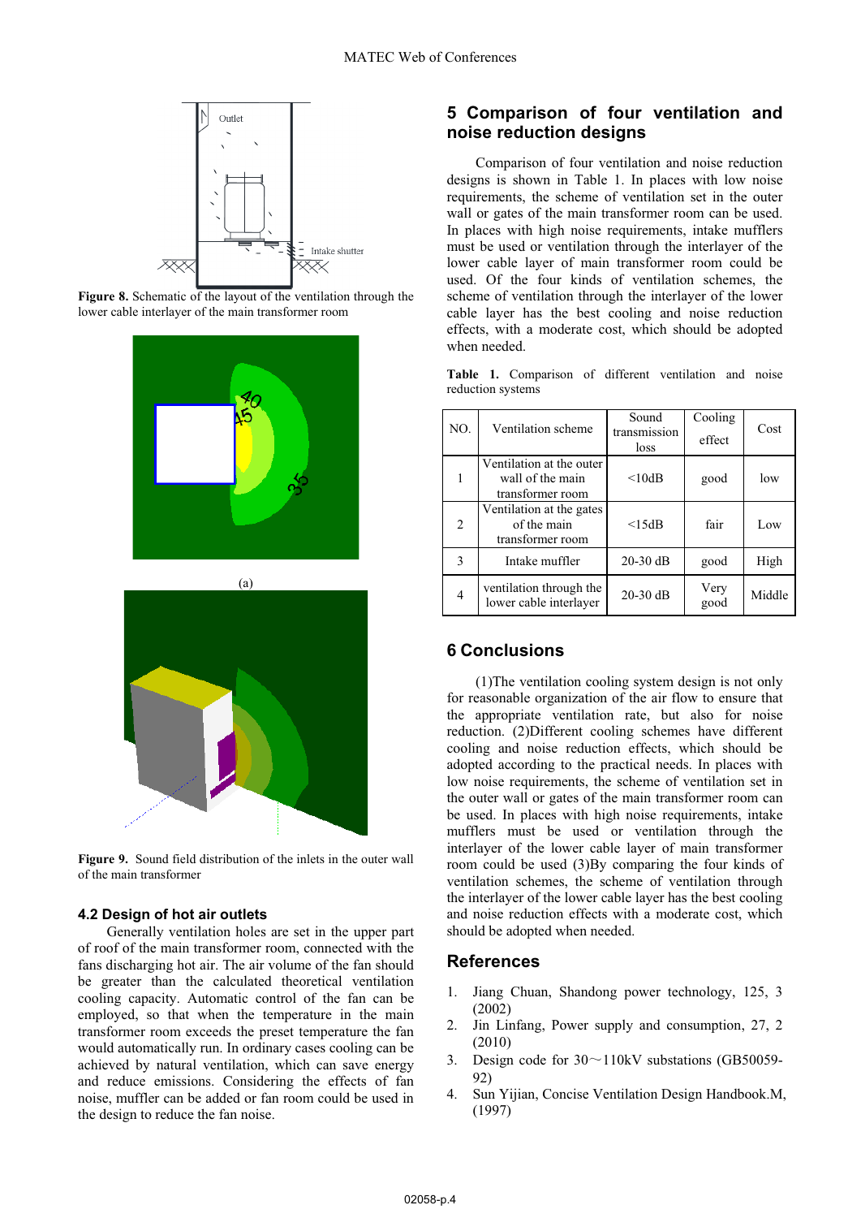Outlet

Intake shutter

**Figure 8.** Schematic of the layout of the ventilation through the lower cable interlayer of the main transformer room

40

45

35

(a)

**Figure 9.** Sound field distribution of the inlets in the outer wall of the main transformer

## 4.2 Design of hot air outlets

Generally ventilation holes are set in the upper part of roof of the main transformer room, connected with the fans discharging hot air. The air volume of the fan should be greater than the calculated theoretical ventilation cooling capacity. Automatic control of the fan can be employed, so that when the temperature in the main transformer room exceeds the preset temperature the fan would automatically run. In ordinary cases cooling can be achieved by natural ventilation, which can save energy and reduce emissions. Considering the effects of fan noise, muffler can be added or fan room could be used in the design to reduce the fan noise.

# 5 Comparison of four ventilation and noise reduction designs

Comparison of four ventilation and noise reduction designs is shown in Table 1. In places with low noise requirements, the scheme of ventilation set in the outer wall or gates of the main transformer room can be used. In places with high noise requirements, intake mufflers must be used or ventilation through the interlayer of the lower cable layer of main transformer room could be used. Of the four kinds of ventilation schemes, the scheme of ventilation through the interlayer of the lower cable layer has the best cooling and noise reduction effects, with a moderate cost, which should be adopted when needed.

**Table 1.** Comparison of different ventilation and noise reduction systems

| NO. | Ventilation scheme | Sound transmission loss | Cooling effect | Cost |
|---|---|---|---|---|
| 1 | Ventilation at the outer wall of the main transformer room | <10dB | good | low |
| 2 | Ventilation at the gates of the main transformer room | <15dB | fair | Low |
| 3 | Intake muffler | 20-30 dB | good | High |
| 4 | ventilation through the lower cable interlayer | 20-30 dB | Very good | Middle |

# 6 Conclusions

(1)The ventilation cooling system design is not only for reasonable organization of the air flow to ensure that the appropriate ventilation rate, but also for noise reduction. (2)Different cooling schemes have different cooling and noise reduction effects, which should be adopted according to the practical needs. In places with low noise requirements, the scheme of ventilation set in the outer wall or gates of the main transformer room can be used. In places with high noise requirements, intake mufflers must be used or ventilation through the interlayer of the lower cable layer of main transformer room could be used (3)By comparing the four kinds of ventilation schemes, the scheme of ventilation through the interlayer of the lower cable layer has the best cooling and noise reduction effects with a moderate cost, which should be adopted when needed.

# References

1. Jiang Chuan, Shandong power technology, 125, 3 (2002)
2. Jin Linfang, Power supply and consumption, 27, 2 (2010)
3. Design code for 30～110kV substations (GB50059-92)
4. Sun Yijian, Concise Ventilation Design Handbook.M, (1997)